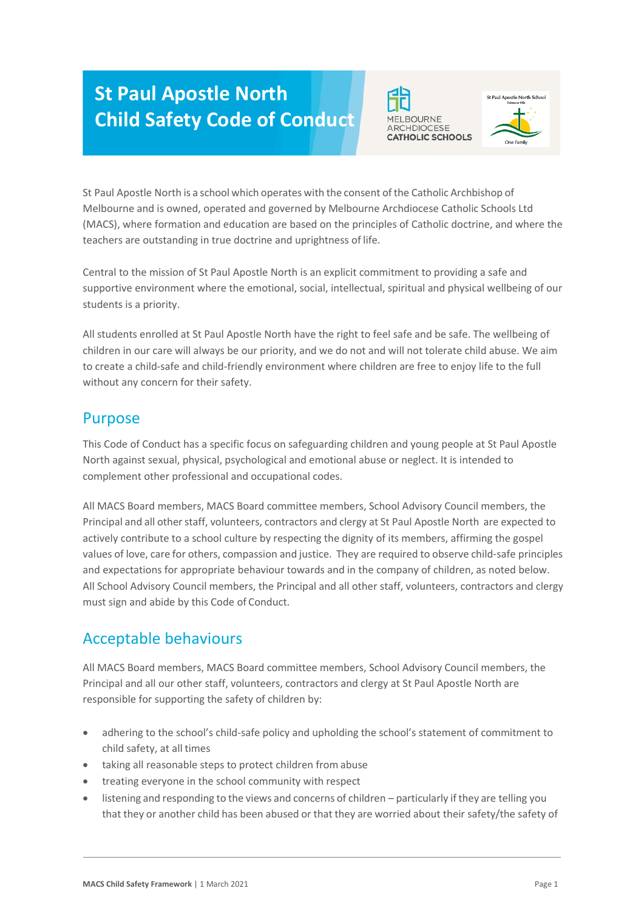# St Paul Apostle North Child Safety Code of Conduct

St Paul Apostle North is a school which operates with the consent of the Catholic Archbishop of Melbourne and is owned, operated and governed by Melbourne Archdiocese Catholic Schools Ltd (MACS), where formation and education are based on the principles of Catholic doctrine, and where the teachers are outstanding in true doctrine and uprightness of life.

Central to the mission of St Paul Apostle North is an explicit commitment to providing a safe and supportive environment where the emotional, social, intellectual, spiritual and physical wellbeing of our students is a priority.

All students enrolled at St Paul Apostle North have the right to feel safe and be safe. The wellbeing of children in our care will always be our priority, and we do not and will not tolerate child abuse. We aim to create a child-safe and child-friendly environment where children are free to enjoy life to the full without any concern for their safety.

## Purpose

This Code of Conduct has a specific focus on safeguarding children and young people at St Paul Apostle North against sexual, physical, psychological and emotional abuse or neglect. It is intended to complement other professional and occupational codes.

All MACS Board members, MACS Board committee members, School Advisory Council members, the Principal and all other staff, volunteers, contractors and clergy at St Paul Apostle North are expected to actively contribute to a school culture by respecting the dignity of its members, affirming the gospel values of love, care for others, compassion and justice. They are required to observe child-safe principles and expectations for appropriate behaviour towards and in the company of children, as noted below. All School Advisory Council members, the Principal and all other staff, volunteers, contractors and clergy must sign and abide by this Code of Conduct.

## Acceptable behaviours

All MACS Board members, MACS Board committee members, School Advisory Council members, the Principal and all our other staff, volunteers, contractors and clergy at St Paul Apostle North are responsible for supporting the safety of children by:

- adhering to the school's child-safe policy and upholding the school's statement of commitment to child safety, at all times
- taking all reasonable steps to protect children from abuse
- treating everyone in the school community with respect
- listening and responding to the views and concerns of children – particularly if they are telling you that they or another child has been abused or that they are worried about their safety/the safety of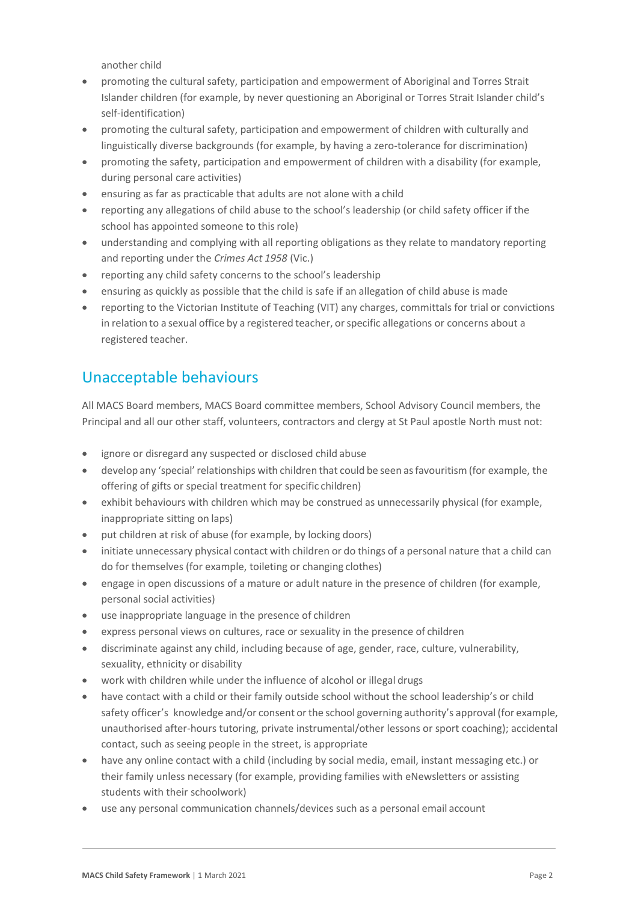another child

- promoting the cultural safety, participation and empowerment of Aboriginal and Torres Strait Islander children (for example, by never questioning an Aboriginal or Torres Strait Islander child's self-identification)
- promoting the cultural safety, participation and empowerment of children with culturally and linguistically diverse backgrounds (for example, by having a zero-tolerance for discrimination)
- promoting the safety, participation and empowerment of children with a disability (for example, during personal care activities)
- ensuring as far as practicable that adults are not alone with a child
- reporting any allegations of child abuse to the school's leadership (or child safety officer if the school has appointed someone to this role)
- understanding and complying with all reporting obligations as they relate to mandatory reporting and reporting under the *Crimes Act 1958* (Vic.)
- reporting any child safety concerns to the school's leadership
- ensuring as quickly as possible that the child is safe if an allegation of child abuse is made
- reporting to the Victorian Institute of Teaching (VIT) any charges, committals for trial or convictions in relation to a sexual office by a registered teacher, or specific allegations or concerns about a registered teacher.

## Unacceptable behaviours

All MACS Board members, MACS Board committee members, School Advisory Council members, the Principal and all our other staff, volunteers, contractors and clergy at St Paul apostle North must not:

- ignore or disregard any suspected or disclosed child abuse
- develop any 'special' relationships with children that could be seen as favouritism (for example, the offering of gifts or special treatment for specific children)
- exhibit behaviours with children which may be construed as unnecessarily physical (for example, inappropriate sitting on laps)
- put children at risk of abuse (for example, by locking doors)
- initiate unnecessary physical contact with children or do things of a personal nature that a child can do for themselves (for example, toileting or changing clothes)
- engage in open discussions of a mature or adult nature in the presence of children (for example, personal social activities)
- use inappropriate language in the presence of children
- express personal views on cultures, race or sexuality in the presence of children
- discriminate against any child, including because of age, gender, race, culture, vulnerability, sexuality, ethnicity or disability
- work with children while under the influence of alcohol or illegal drugs
- have contact with a child or their family outside school without the school leadership's or child safety officer's knowledge and/or consent or the school governing authority's approval (for example, unauthorised after-hours tutoring, private instrumental/other lessons or sport coaching); accidental contact, such as seeing people in the street, is appropriate
- have any online contact with a child (including by social media, email, instant messaging etc.) or their family unless necessary (for example, providing families with eNewsletters or assisting students with their schoolwork)
- use any personal communication channels/devices such as a personal email account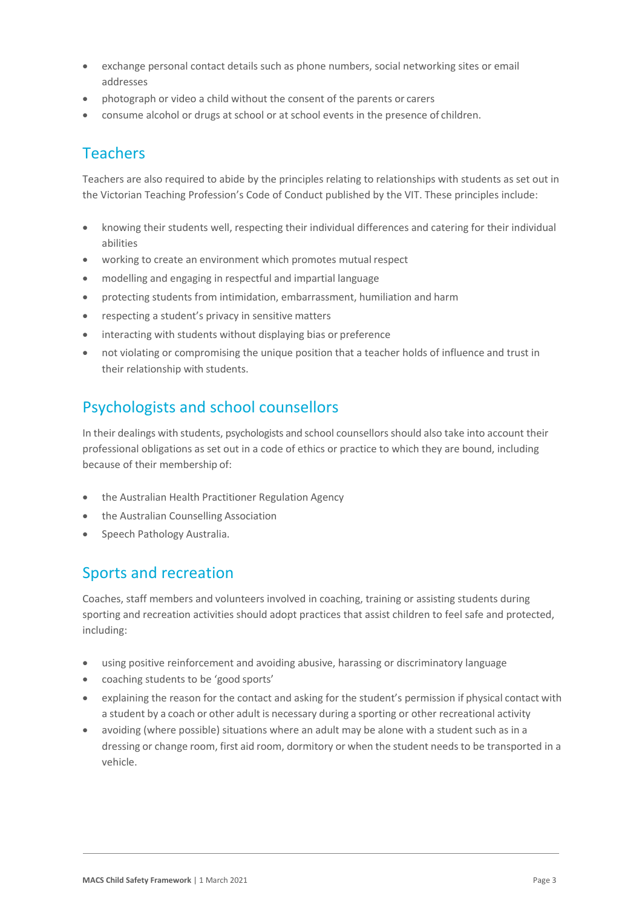- exchange personal contact details such as phone numbers, social networking sites or email addresses
- photograph or video a child without the consent of the parents or carers
- consume alcohol or drugs at school or at school events in the presence of children.

## Teachers

Teachers are also required to abide by the principles relating to relationships with students as set out in the Victorian Teaching Profession's Code of Conduct published by the VIT. These principles include:

- knowing their students well, respecting their individual differences and catering for their individual abilities
- working to create an environment which promotes mutual respect
- modelling and engaging in respectful and impartial language
- protecting students from intimidation, embarrassment, humiliation and harm
- respecting a student's privacy in sensitive matters
- interacting with students without displaying bias or preference
- not violating or compromising the unique position that a teacher holds of influence and trust in their relationship with students.

## Psychologists and school counsellors

In their dealings with students, psychologists and school counsellors should also take into account their professional obligations as set out in a code of ethics or practice to which they are bound, including because of their membership of:

- the Australian Health Practitioner Regulation Agency
- the Australian Counselling Association
- Speech Pathology Australia.

## Sports and recreation

Coaches, staff members and volunteers involved in coaching, training or assisting students during sporting and recreation activities should adopt practices that assist children to feel safe and protected, including:

- using positive reinforcement and avoiding abusive, harassing or discriminatory language
- coaching students to be 'good sports'
- explaining the reason for the contact and asking for the student's permission if physical contact with a student by a coach or other adult is necessary during a sporting or other recreational activity
- avoiding (where possible) situations where an adult may be alone with a student such as in a dressing or change room, first aid room, dormitory or when the student needs to be transported in a vehicle.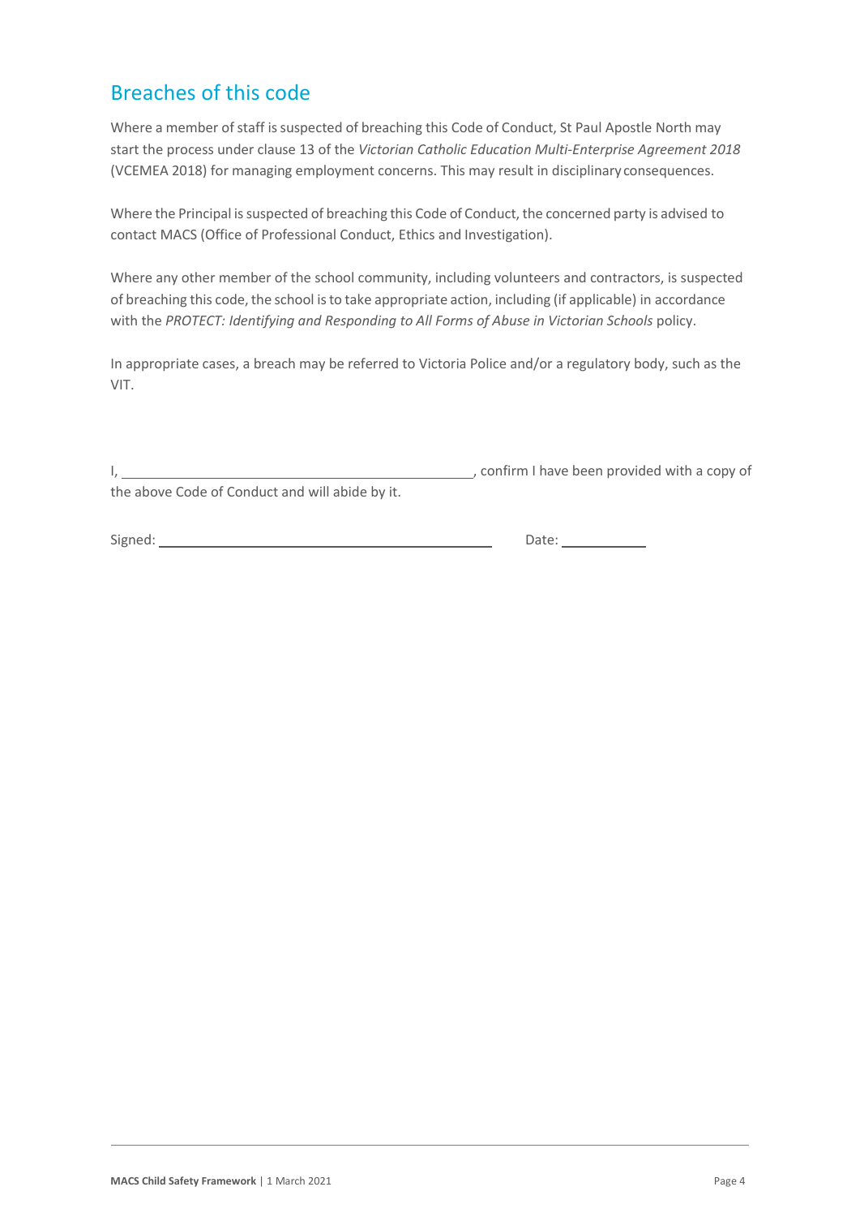## Breaches of this code

Where a member of staff is suspected of breaching this Code of Conduct, St Paul Apostle North may start the process under clause 13 of the *Victorian Catholic Education Multi-Enterprise Agreement 2018* (VCEMEA 2018) for managing employment concerns. This may result in disciplinary consequences.

Where the Principal is suspected of breaching this Code of Conduct, the concerned party is advised to contact MACS (Office of Professional Conduct, Ethics and Investigation).

Where any other member of the school community, including volunteers and contractors, is suspected of breaching this code, the school is to take appropriate action, including (if applicable) in accordance with the *PROTECT: Identifying and Responding to All Forms of Abuse in Victorian Schools* policy.

In appropriate cases, a breach may be referred to Victoria Police and/or a regulatory body, such as the VIT.

I, ______________________________________________, confirm I have been provided with a copy of the above Code of Conduct and will abide by it.

Signed: ______________________________________________ Date: ____________